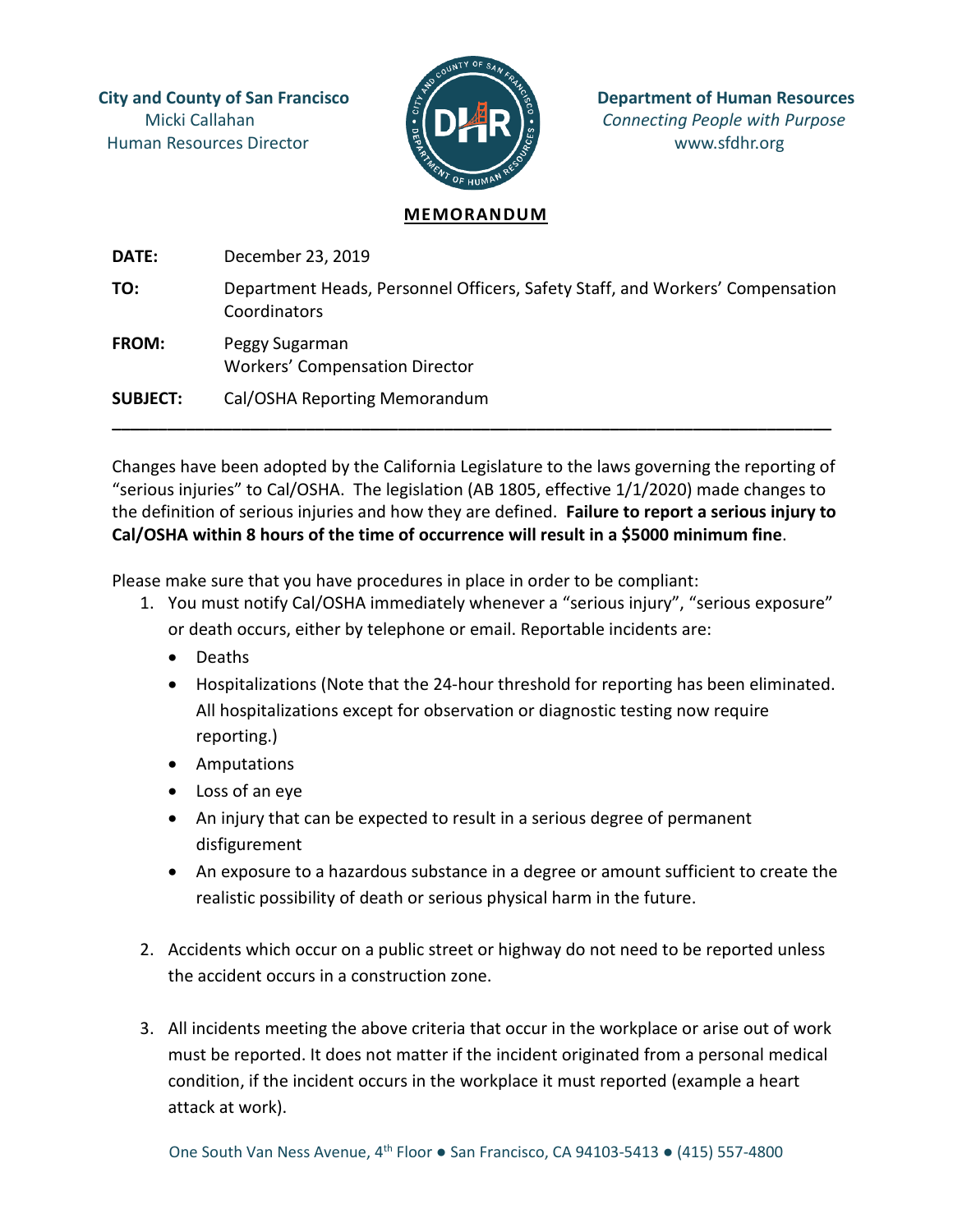**City and County of San Francisco**
Micki Callahan
Human Resources Director

**Department of Human Resources**
*Connecting People with Purpose*
www.sfdhr.org

# MEMORANDUM

**DATE:** December 23, 2019

**TO:** Department Heads, Personnel Officers, Safety Staff, and Workers' Compensation Coordinators

**FROM:** Peggy Sugarman
Workers' Compensation Director

**SUBJECT:** Cal/OSHA Reporting Memorandum

---

Changes have been adopted by the California Legislature to the laws governing the reporting of "serious injuries" to Cal/OSHA. The legislation (AB 1805, effective 1/1/2020) made changes to the definition of serious injuries and how they are defined. **Failure to report a serious injury to Cal/OSHA within 8 hours of the time of occurrence will result in a $5000 minimum fine**.

Please make sure that you have procedures in place in order to be compliant:

1. You must notify Cal/OSHA immediately whenever a "serious injury", "serious exposure" or death occurs, either by telephone or email. Reportable incidents are:
   - Deaths
   - Hospitalizations (Note that the 24-hour threshold for reporting has been eliminated. All hospitalizations except for observation or diagnostic testing now require reporting.)
   - Amputations
   - Loss of an eye
   - An injury that can be expected to result in a serious degree of permanent disfigurement
   - An exposure to a hazardous substance in a degree or amount sufficient to create the realistic possibility of death or serious physical harm in the future.

2. Accidents which occur on a public street or highway do not need to be reported unless the accident occurs in a construction zone.

3. All incidents meeting the above criteria that occur in the workplace or arise out of work must be reported. It does not matter if the incident originated from a personal medical condition, if the incident occurs in the workplace it must reported (example a heart attack at work).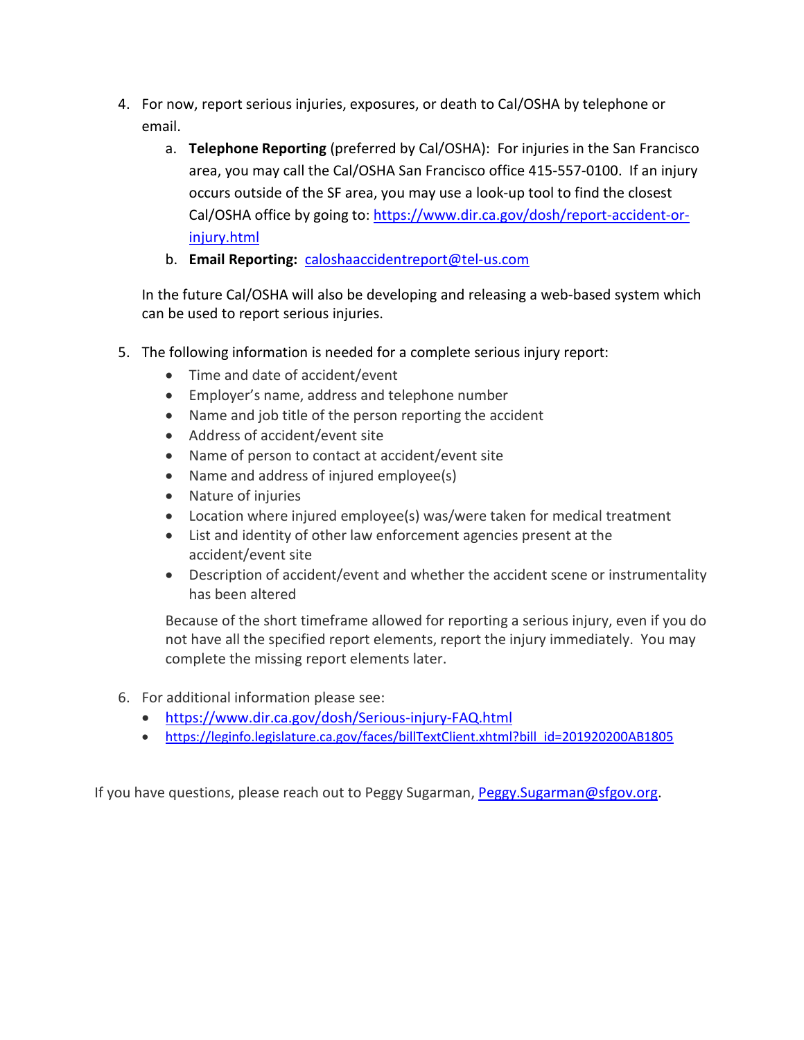4. For now, report serious injuries, exposures, or death to Cal/OSHA by telephone or email.
    a. **Telephone Reporting** (preferred by Cal/OSHA): For injuries in the San Francisco area, you may call the Cal/OSHA San Francisco office 415-557-0100. If an injury occurs outside of the SF area, you may use a look-up tool to find the closest Cal/OSHA office by going to: https://www.dir.ca.gov/dosh/report-accident-or-injury.html
    b. **Email Reporting:** caloshaaccidentreport@tel-us.com

    In the future Cal/OSHA will also be developing and releasing a web-based system which can be used to report serious injuries.

5. The following information is needed for a complete serious injury report:
    - Time and date of accident/event
    - Employer's name, address and telephone number
    - Name and job title of the person reporting the accident
    - Address of accident/event site
    - Name of person to contact at accident/event site
    - Name and address of injured employee(s)
    - Nature of injuries
    - Location where injured employee(s) was/were taken for medical treatment
    - List and identity of other law enforcement agencies present at the accident/event site
    - Description of accident/event and whether the accident scene or instrumentality has been altered

    Because of the short timeframe allowed for reporting a serious injury, even if you do not have all the specified report elements, report the injury immediately. You may complete the missing report elements later.

6. For additional information please see:
    - https://www.dir.ca.gov/dosh/Serious-injury-FAQ.html
    - https://leginfo.legislature.ca.gov/faces/billTextClient.xhtml?bill_id=201920200AB1805

If you have questions, please reach out to Peggy Sugarman, Peggy.Sugarman@sfgov.org.